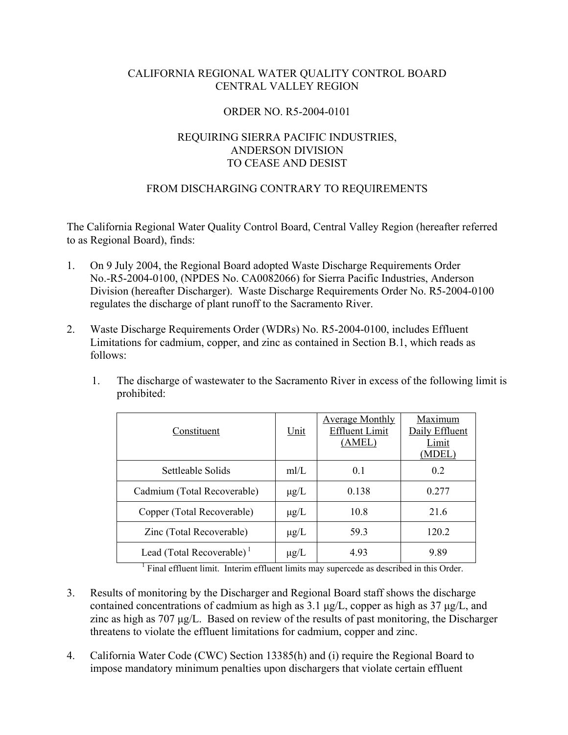CALIFORNIA REGIONAL WATER QUALITY CONTROL BOARD
CENTRAL VALLEY REGION

ORDER NO. R5-2004-0101

REQUIRING SIERRA PACIFIC INDUSTRIES,
ANDERSON DIVISION
TO CEASE AND DESIST

FROM DISCHARGING CONTRARY TO REQUIREMENTS

The California Regional Water Quality Control Board, Central Valley Region (hereafter referred to as Regional Board), finds:

1. On 9 July 2004, the Regional Board adopted Waste Discharge Requirements Order No.-R5-2004-0100, (NPDES No. CA0082066) for Sierra Pacific Industries, Anderson Division (hereafter Discharger). Waste Discharge Requirements Order No. R5-2004-0100 regulates the discharge of plant runoff to the Sacramento River.

2. Waste Discharge Requirements Order (WDRs) No. R5-2004-0100, includes Effluent Limitations for cadmium, copper, and zinc as contained in Section B.1, which reads as follows:

   1. The discharge of wastewater to the Sacramento River in excess of the following limit is prohibited:

| Constituent | Unit | Average Monthly Effluent Limit (AMEL) | Maximum Daily Effluent Limit (MDEL) |
|---|---|---|---|
| Settleable Solids | ml/L | 0.1 | 0.2 |
| Cadmium (Total Recoverable) | µg/L | 0.138 | 0.277 |
| Copper (Total Recoverable) | µg/L | 10.8 | 21.6 |
| Zinc (Total Recoverable) | µg/L | 59.3 | 120.2 |
| Lead (Total Recoverable) [1] | µg/L | 4.93 | 9.89 |

[1] Final effluent limit. Interim effluent limits may supercede as described in this Order.

3. Results of monitoring by the Discharger and Regional Board staff shows the discharge contained concentrations of cadmium as high as 3.1 µg/L, copper as high as 37 µg/L, and zinc as high as 707 µg/L. Based on review of the results of past monitoring, the Discharger threatens to violate the effluent limitations for cadmium, copper and zinc.

4. California Water Code (CWC) Section 13385(h) and (i) require the Regional Board to impose mandatory minimum penalties upon dischargers that violate certain effluent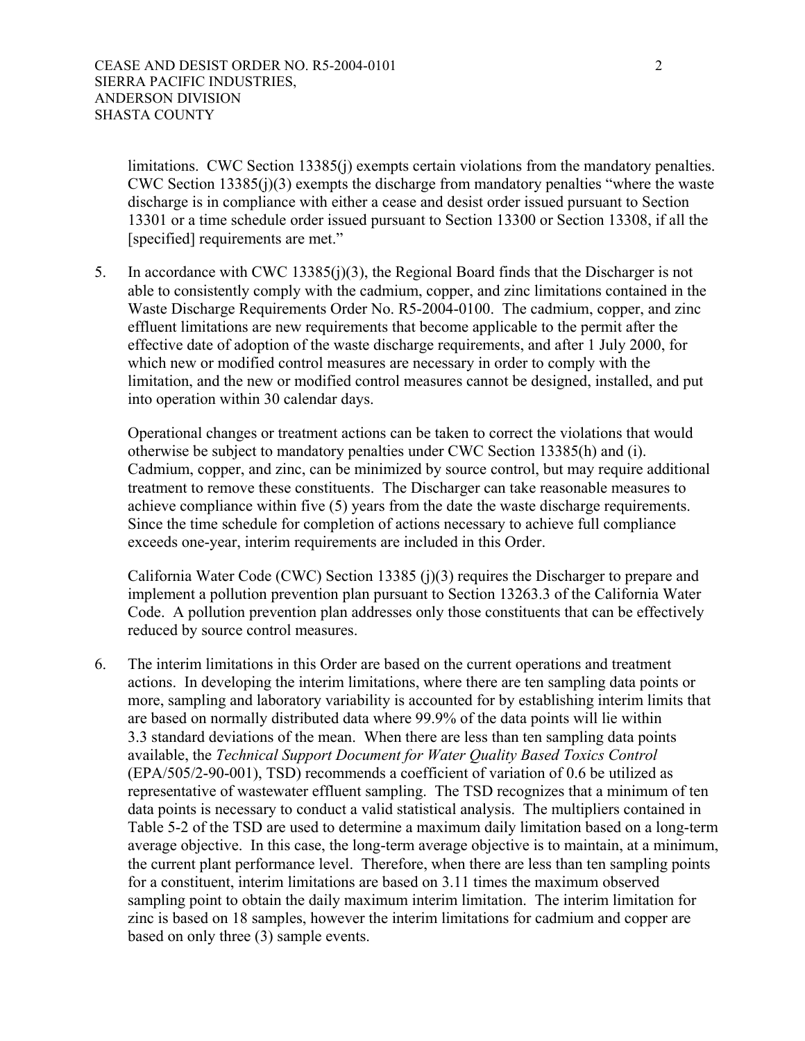limitations. CWC Section 13385(j) exempts certain violations from the mandatory penalties. CWC Section 13385(j)(3) exempts the discharge from mandatory penalties "where the waste discharge is in compliance with either a cease and desist order issued pursuant to Section 13301 or a time schedule order issued pursuant to Section 13300 or Section 13308, if all the [specified] requirements are met."

5. In accordance with CWC 13385(j)(3), the Regional Board finds that the Discharger is not able to consistently comply with the cadmium, copper, and zinc limitations contained in the Waste Discharge Requirements Order No. R5-2004-0100. The cadmium, copper, and zinc effluent limitations are new requirements that become applicable to the permit after the effective date of adoption of the waste discharge requirements, and after 1 July 2000, for which new or modified control measures are necessary in order to comply with the limitation, and the new or modified control measures cannot be designed, installed, and put into operation within 30 calendar days.

   Operational changes or treatment actions can be taken to correct the violations that would otherwise be subject to mandatory penalties under CWC Section 13385(h) and (i). Cadmium, copper, and zinc, can be minimized by source control, but may require additional treatment to remove these constituents. The Discharger can take reasonable measures to achieve compliance within five (5) years from the date the waste discharge requirements. Since the time schedule for completion of actions necessary to achieve full compliance exceeds one-year, interim requirements are included in this Order.

   California Water Code (CWC) Section 13385 (j)(3) requires the Discharger to prepare and implement a pollution prevention plan pursuant to Section 13263.3 of the California Water Code. A pollution prevention plan addresses only those constituents that can be effectively reduced by source control measures.

6. The interim limitations in this Order are based on the current operations and treatment actions. In developing the interim limitations, where there are ten sampling data points or more, sampling and laboratory variability is accounted for by establishing interim limits that are based on normally distributed data where 99.9% of the data points will lie within 3.3 standard deviations of the mean. When there are less than ten sampling data points available, the *Technical Support Document for Water Quality Based Toxics Control* (EPA/505/2-90-001), TSD) recommends a coefficient of variation of 0.6 be utilized as representative of wastewater effluent sampling. The TSD recognizes that a minimum of ten data points is necessary to conduct a valid statistical analysis. The multipliers contained in Table 5-2 of the TSD are used to determine a maximum daily limitation based on a long-term average objective. In this case, the long-term average objective is to maintain, at a minimum, the current plant performance level. Therefore, when there are less than ten sampling points for a constituent, interim limitations are based on 3.11 times the maximum observed sampling point to obtain the daily maximum interim limitation. The interim limitation for zinc is based on 18 samples, however the interim limitations for cadmium and copper are based on only three (3) sample events.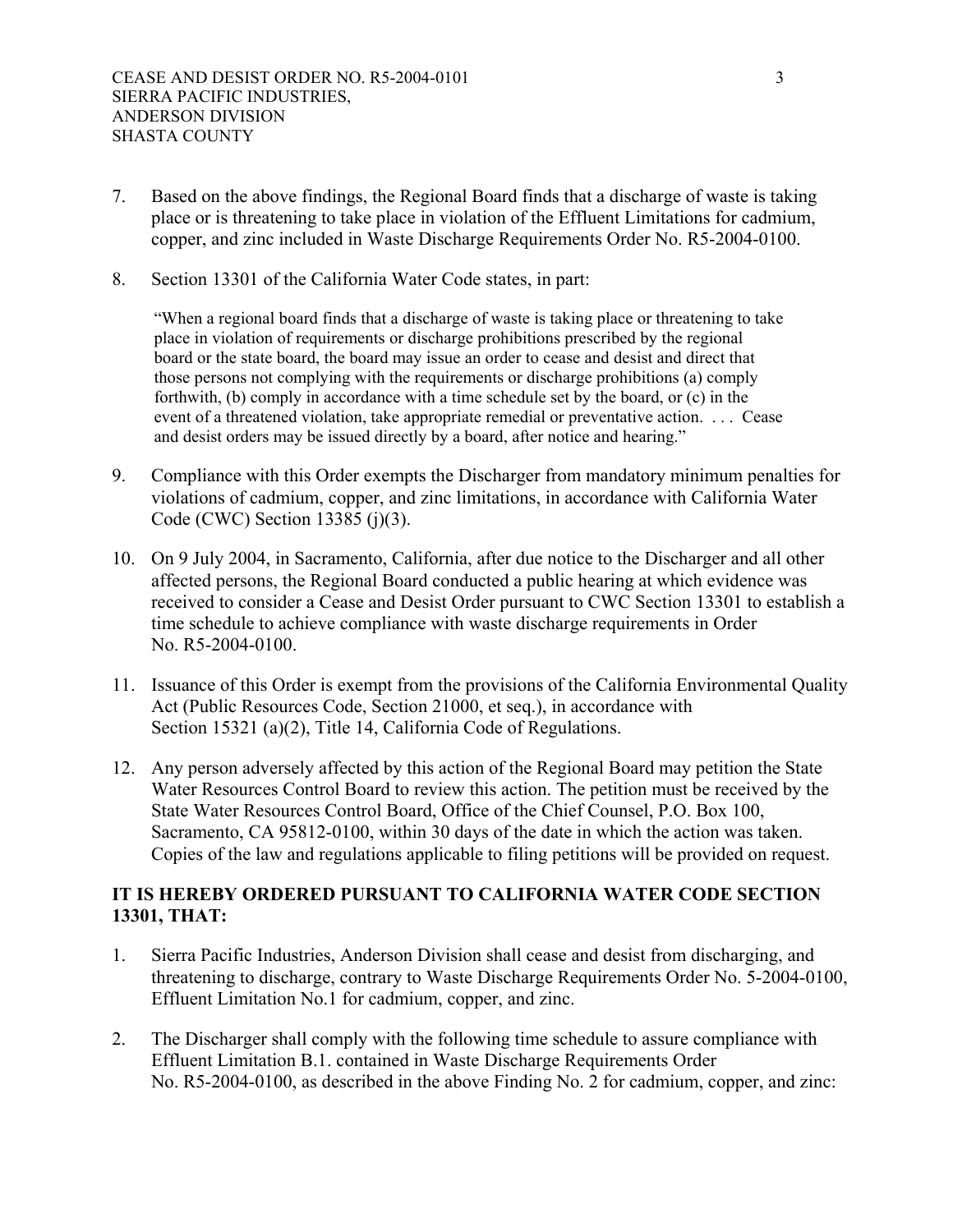7. Based on the above findings, the Regional Board finds that a discharge of waste is taking place or is threatening to take place in violation of the Effluent Limitations for cadmium, copper, and zinc included in Waste Discharge Requirements Order No. R5-2004-0100.

8. Section 13301 of the California Water Code states, in part:

   > "When a regional board finds that a discharge of waste is taking place or threatening to take place in violation of requirements or discharge prohibitions prescribed by the regional board or the state board, the board may issue an order to cease and desist and direct that those persons not complying with the requirements or discharge prohibitions (a) comply forthwith, (b) comply in accordance with a time schedule set by the board, or (c) in the event of a threatened violation, take appropriate remedial or preventative action. . . . Cease and desist orders may be issued directly by a board, after notice and hearing."

9. Compliance with this Order exempts the Discharger from mandatory minimum penalties for violations of cadmium, copper, and zinc limitations, in accordance with California Water Code (CWC) Section 13385 (j)(3).

10. On 9 July 2004, in Sacramento, California, after due notice to the Discharger and all other affected persons, the Regional Board conducted a public hearing at which evidence was received to consider a Cease and Desist Order pursuant to CWC Section 13301 to establish a time schedule to achieve compliance with waste discharge requirements in Order No. R5-2004-0100.

11. Issuance of this Order is exempt from the provisions of the California Environmental Quality Act (Public Resources Code, Section 21000, et seq.), in accordance with Section 15321 (a)(2), Title 14, California Code of Regulations.

12. Any person adversely affected by this action of the Regional Board may petition the State Water Resources Control Board to review this action. The petition must be received by the State Water Resources Control Board, Office of the Chief Counsel, P.O. Box 100, Sacramento, CA 95812-0100, within 30 days of the date in which the action was taken. Copies of the law and regulations applicable to filing petitions will be provided on request.

**IT IS HEREBY ORDERED PURSUANT TO CALIFORNIA WATER CODE SECTION 13301, THAT:**

1. Sierra Pacific Industries, Anderson Division shall cease and desist from discharging, and threatening to discharge, contrary to Waste Discharge Requirements Order No. 5-2004-0100, Effluent Limitation No.1 for cadmium, copper, and zinc.

2. The Discharger shall comply with the following time schedule to assure compliance with Effluent Limitation B.1. contained in Waste Discharge Requirements Order No. R5-2004-0100, as described in the above Finding No. 2 for cadmium, copper, and zinc: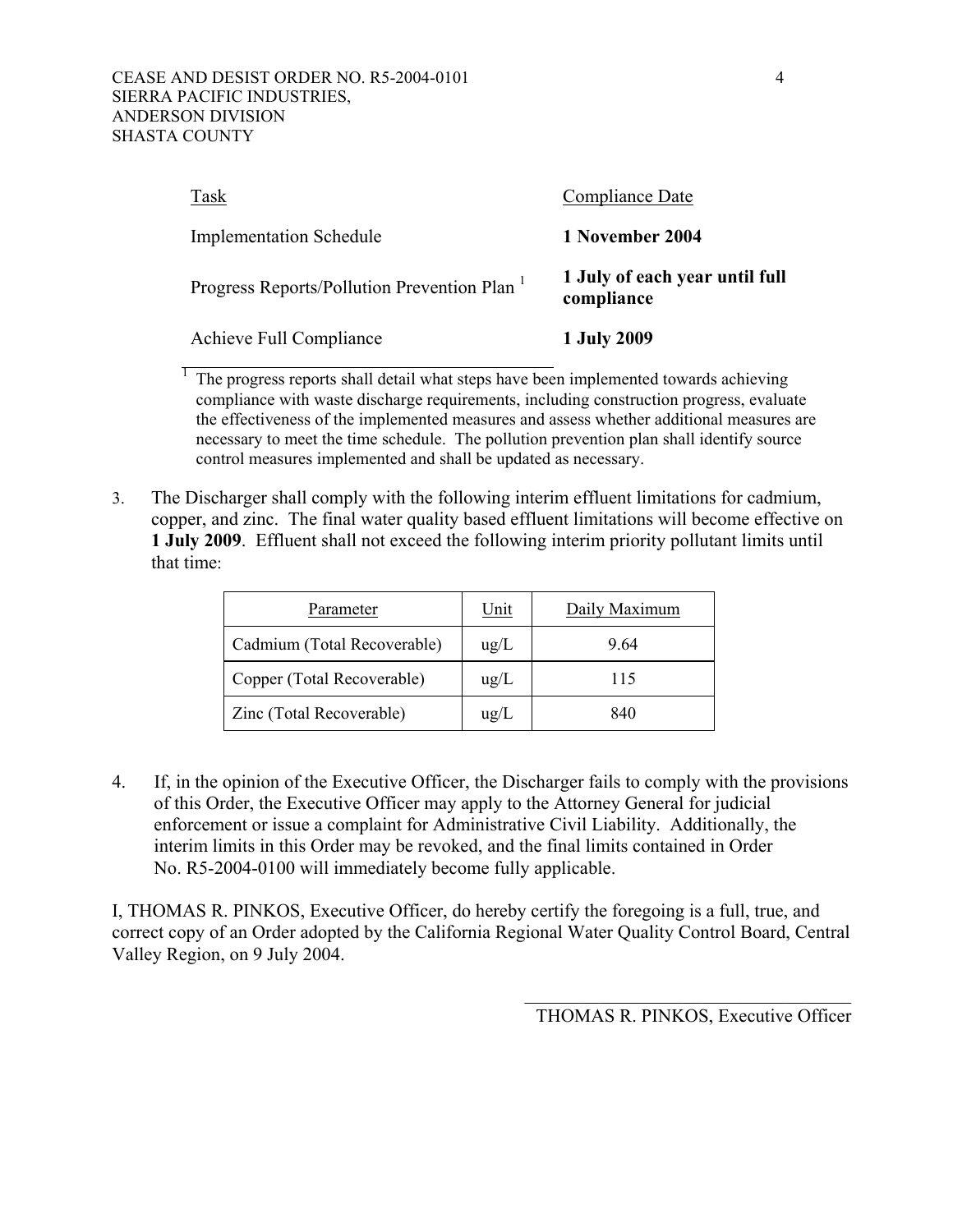| Task | Compliance Date |
|---|---|
| Implementation Schedule | **1 November 2004** |
| Progress Reports/Pollution Prevention Plan [1] | **1 July of each year until full compliance** |
| Achieve Full Compliance | **1 July 2009** |

[1] The progress reports shall detail what steps have been implemented towards achieving compliance with waste discharge requirements, including construction progress, evaluate the effectiveness of the implemented measures and assess whether additional measures are necessary to meet the time schedule. The pollution prevention plan shall identify source control measures implemented and shall be updated as necessary.

3. The Discharger shall comply with the following interim effluent limitations for cadmium, copper, and zinc. The final water quality based effluent limitations will become effective on **1 July 2009**. Effluent shall not exceed the following interim priority pollutant limits until that time:

| Parameter | Unit | Daily Maximum |
|---|---|---|
| Cadmium (Total Recoverable) | ug/L | 9.64 |
| Copper (Total Recoverable) | ug/L | 115 |
| Zinc (Total Recoverable) | ug/L | 840 |

4. If, in the opinion of the Executive Officer, the Discharger fails to comply with the provisions of this Order, the Executive Officer may apply to the Attorney General for judicial enforcement or issue a complaint for Administrative Civil Liability. Additionally, the interim limits in this Order may be revoked, and the final limits contained in Order No. R5-2004-0100 will immediately become fully applicable.

I, THOMAS R. PINKOS, Executive Officer, do hereby certify the foregoing is a full, true, and correct copy of an Order adopted by the California Regional Water Quality Control Board, Central Valley Region, on 9 July 2004.

THOMAS R. PINKOS, Executive Officer